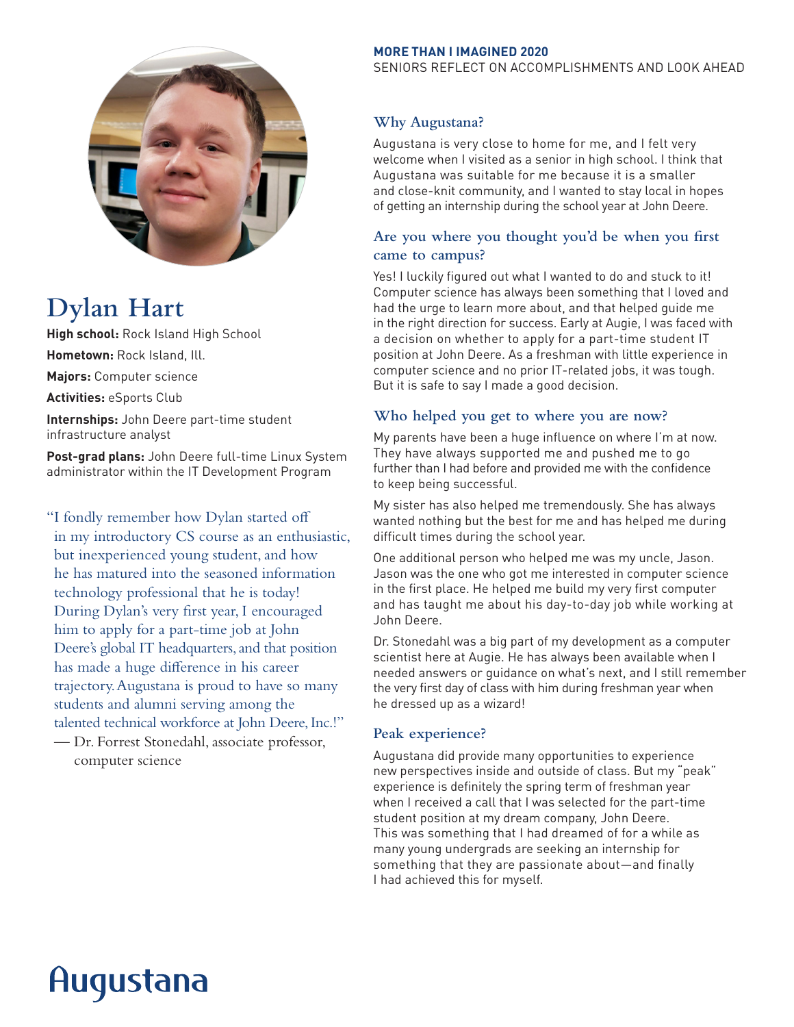**MORE THAN I IMAGINED 2020**
SENIORS REFLECT ON ACCOMPLISHMENTS AND LOOK AHEAD

# Dylan Hart

**High school:** Rock Island High School

**Hometown:** Rock Island, Ill.

**Majors:** Computer science

**Activities:** eSports Club

**Internships:** John Deere part-time student infrastructure analyst

**Post-grad plans:** John Deere full-time Linux System administrator within the IT Development Program

"I fondly remember how Dylan started off in my introductory CS course as an enthusiastic, but inexperienced young student, and how he has matured into the seasoned information technology professional that he is today! During Dylan's very first year, I encouraged him to apply for a part-time job at John Deere's global IT headquarters, and that position has made a huge difference in his career trajectory. Augustana is proud to have so many students and alumni serving among the talented technical workforce at John Deere, Inc.!"

— Dr. Forrest Stonedahl, associate professor, computer science

## Why Augustana?

Augustana is very close to home for me, and I felt very welcome when I visited as a senior in high school. I think that Augustana was suitable for me because it is a smaller and close-knit community, and I wanted to stay local in hopes of getting an internship during the school year at John Deere.

## Are you where you thought you'd be when you first came to campus?

Yes! I luckily figured out what I wanted to do and stuck to it! Computer science has always been something that I loved and had the urge to learn more about, and that helped guide me in the right direction for success. Early at Augie, I was faced with a decision on whether to apply for a part-time student IT position at John Deere. As a freshman with little experience in computer science and no prior IT-related jobs, it was tough. But it is safe to say I made a good decision.

## Who helped you get to where you are now?

My parents have been a huge influence on where I'm at now. They have always supported me and pushed me to go further than I had before and provided me with the confidence to keep being successful.

My sister has also helped me tremendously. She has always wanted nothing but the best for me and has helped me during difficult times during the school year.

One additional person who helped me was my uncle, Jason. Jason was the one who got me interested in computer science in the first place. He helped me build my very first computer and has taught me about his day-to-day job while working at John Deere.

Dr. Stonedahl was a big part of my development as a computer scientist here at Augie. He has always been available when I needed answers or guidance on what's next, and I still remember the very first day of class with him during freshman year when he dressed up as a wizard!

## Peak experience?

Augustana did provide many opportunities to experience new perspectives inside and outside of class. But my "peak" experience is definitely the spring term of freshman year when I received a call that I was selected for the part-time student position at my dream company, John Deere. This was something that I had dreamed of for a while as many young undergrads are seeking an internship for something that they are passionate about—and finally I had achieved this for myself.

Augustana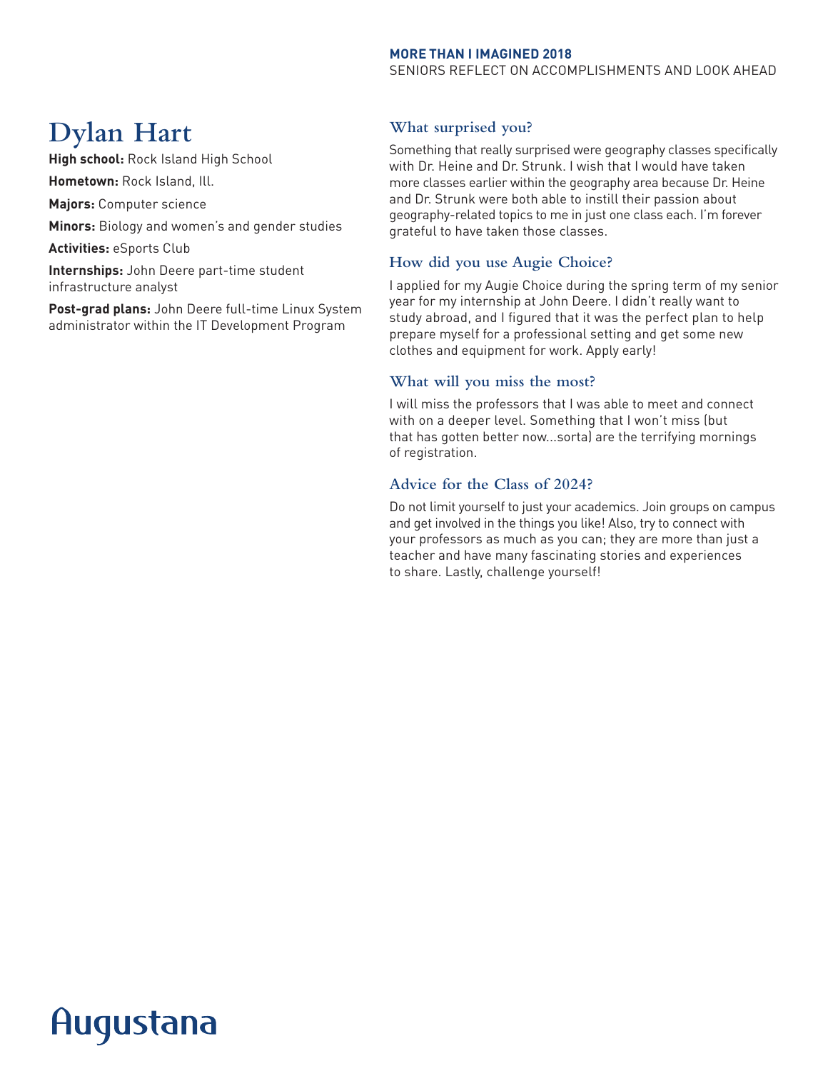**MORE THAN I IMAGINED 2018**
SENIORS REFLECT ON ACCOMPLISHMENTS AND LOOK AHEAD

# Dylan Hart

**High school:** Rock Island High School

**Hometown:** Rock Island, Ill.

**Majors:** Computer science

**Minors:** Biology and women's and gender studies

**Activities:** eSports Club

**Internships:** John Deere part-time student infrastructure analyst

**Post-grad plans:** John Deere full-time Linux System administrator within the IT Development Program

## What surprised you?

Something that really surprised were geography classes specifically with Dr. Heine and Dr. Strunk. I wish that I would have taken more classes earlier within the geography area because Dr. Heine and Dr. Strunk were both able to instill their passion about geography-related topics to me in just one class each. I'm forever grateful to have taken those classes.

## How did you use Augie Choice?

I applied for my Augie Choice during the spring term of my senior year for my internship at John Deere. I didn't really want to study abroad, and I figured that it was the perfect plan to help prepare myself for a professional setting and get some new clothes and equipment for work. Apply early!

## What will you miss the most?

I will miss the professors that I was able to meet and connect with on a deeper level. Something that I won't miss (but that has gotten better now…sorta) are the terrifying mornings of registration.

## Advice for the Class of 2024?

Do not limit yourself to just your academics. Join groups on campus and get involved in the things you like! Also, try to connect with your professors as much as you can; they are more than just a teacher and have many fascinating stories and experiences to share. Lastly, challenge yourself!

Augustana